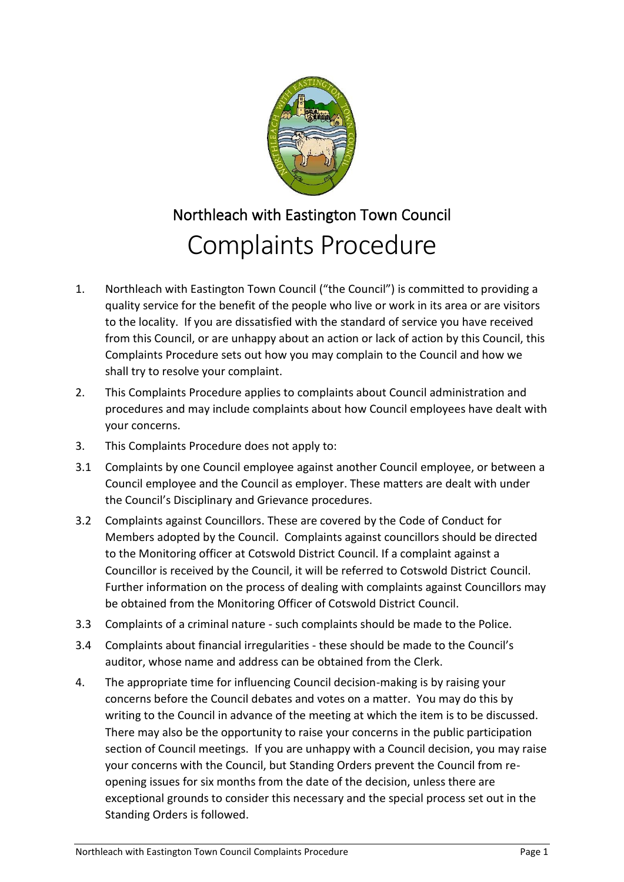## Northleach with Eastington Town Council

# Complaints Procedure

1. Northleach with Eastington Town Council ("the Council") is committed to providing a quality service for the benefit of the people who live or work in its area or are visitors to the locality. If you are dissatisfied with the standard of service you have received from this Council, or are unhappy about an action or lack of action by this Council, this Complaints Procedure sets out how you may complain to the Council and how we shall try to resolve your complaint.

2. This Complaints Procedure applies to complaints about Council administration and procedures and may include complaints about how Council employees have dealt with your concerns.

3. This Complaints Procedure does not apply to:

3.1 Complaints by one Council employee against another Council employee, or between a Council employee and the Council as employer. These matters are dealt with under the Council's Disciplinary and Grievance procedures.

3.2 Complaints against Councillors. These are covered by the Code of Conduct for Members adopted by the Council. Complaints against councillors should be directed to the Monitoring officer at Cotswold District Council. If a complaint against a Councillor is received by the Council, it will be referred to Cotswold District Council. Further information on the process of dealing with complaints against Councillors may be obtained from the Monitoring Officer of Cotswold District Council.

3.3 Complaints of a criminal nature - such complaints should be made to the Police.

3.4 Complaints about financial irregularities - these should be made to the Council's auditor, whose name and address can be obtained from the Clerk.

4. The appropriate time for influencing Council decision-making is by raising your concerns before the Council debates and votes on a matter. You may do this by writing to the Council in advance of the meeting at which the item is to be discussed. There may also be the opportunity to raise your concerns in the public participation section of Council meetings. If you are unhappy with a Council decision, you may raise your concerns with the Council, but Standing Orders prevent the Council from re-opening issues for six months from the date of the decision, unless there are exceptional grounds to consider this necessary and the special process set out in the Standing Orders is followed.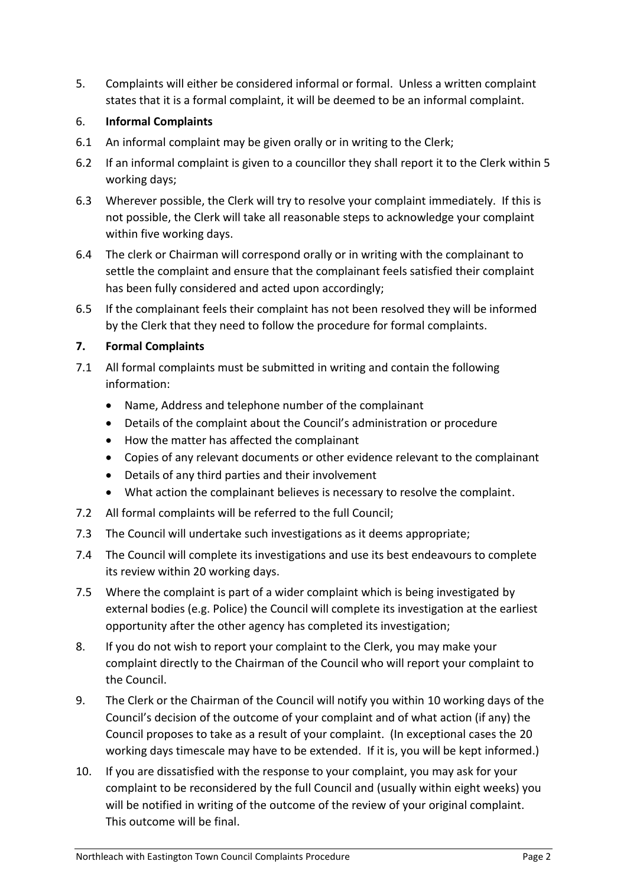5. Complaints will either be considered informal or formal. Unless a written complaint states that it is a formal complaint, it will be deemed to be an informal complaint.

6. **Informal Complaints**

6.1 An informal complaint may be given orally or in writing to the Clerk;

6.2 If an informal complaint is given to a councillor they shall report it to the Clerk within 5 working days;

6.3 Wherever possible, the Clerk will try to resolve your complaint immediately. If this is not possible, the Clerk will take all reasonable steps to acknowledge your complaint within five working days.

6.4 The clerk or Chairman will correspond orally or in writing with the complainant to settle the complaint and ensure that the complainant feels satisfied their complaint has been fully considered and acted upon accordingly;

6.5 If the complainant feels their complaint has not been resolved they will be informed by the Clerk that they need to follow the procedure for formal complaints.

**7. Formal Complaints**

7.1 All formal complaints must be submitted in writing and contain the following information:

- Name, Address and telephone number of the complainant
- Details of the complaint about the Council's administration or procedure
- How the matter has affected the complainant
- Copies of any relevant documents or other evidence relevant to the complainant
- Details of any third parties and their involvement
- What action the complainant believes is necessary to resolve the complaint.

7.2 All formal complaints will be referred to the full Council;

7.3 The Council will undertake such investigations as it deems appropriate;

7.4 The Council will complete its investigations and use its best endeavours to complete its review within 20 working days.

7.5 Where the complaint is part of a wider complaint which is being investigated by external bodies (e.g. Police) the Council will complete its investigation at the earliest opportunity after the other agency has completed its investigation;

8. If you do not wish to report your complaint to the Clerk, you may make your complaint directly to the Chairman of the Council who will report your complaint to the Council.

9. The Clerk or the Chairman of the Council will notify you within 10 working days of the Council's decision of the outcome of your complaint and of what action (if any) the Council proposes to take as a result of your complaint. (In exceptional cases the 20 working days timescale may have to be extended. If it is, you will be kept informed.)

10. If you are dissatisfied with the response to your complaint, you may ask for your complaint to be reconsidered by the full Council and (usually within eight weeks) you will be notified in writing of the outcome of the review of your original complaint. This outcome will be final.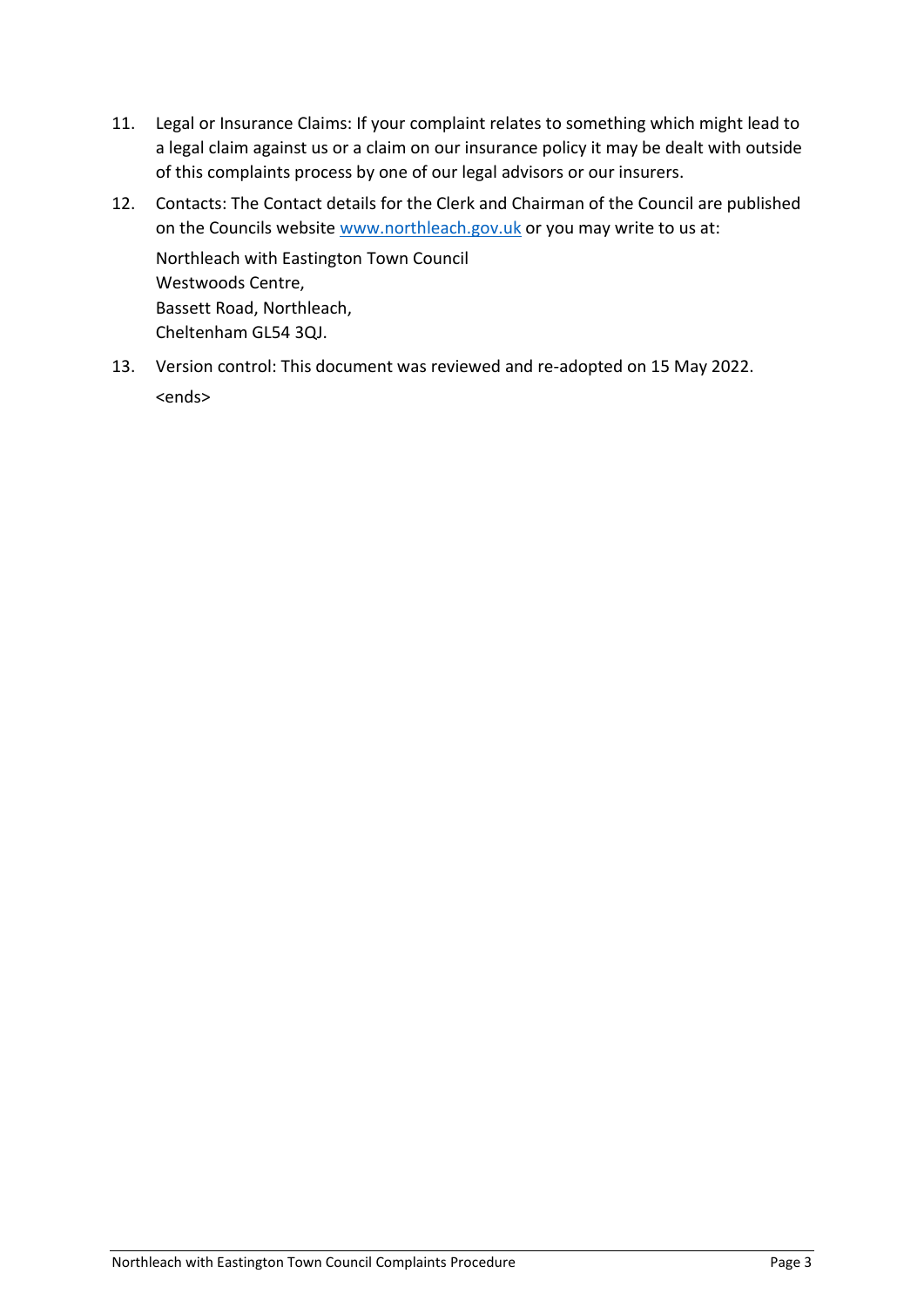11. Legal or Insurance Claims: If your complaint relates to something which might lead to a legal claim against us or a claim on our insurance policy it may be dealt with outside of this complaints process by one of our legal advisors or our insurers.

12. Contacts: The Contact details for the Clerk and Chairman of the Council are published on the Councils website [www.northleach.gov.uk](http://www.northleach.gov.uk) or you may write to us at:

    Northleach with Eastington Town Council
    Westwoods Centre,
    Bassett Road, Northleach,
    Cheltenham GL54 3QJ.

13. Version control: This document was reviewed and re-adopted on 15 May 2022.

    <ends>